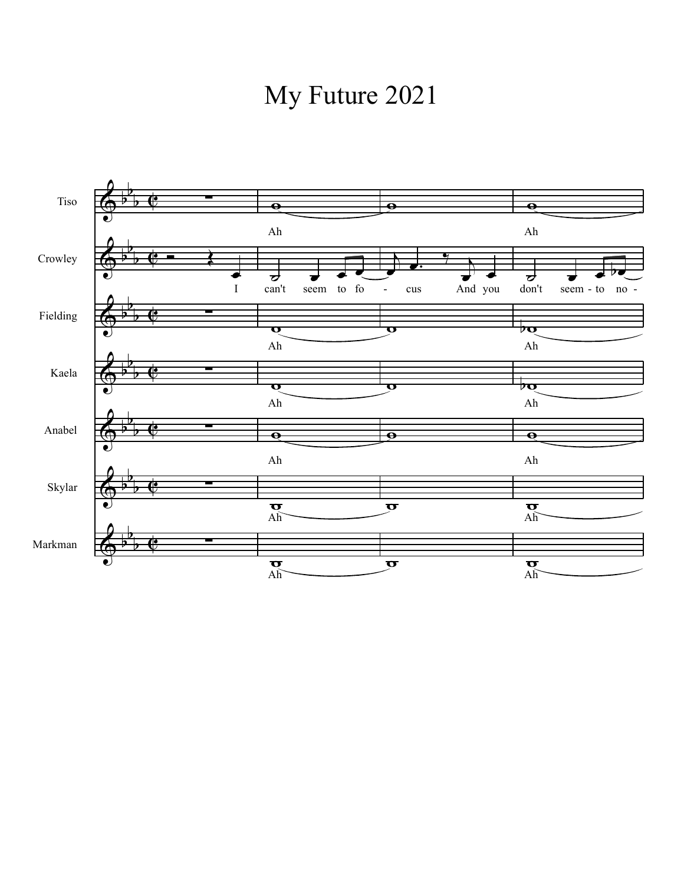# My Future 2021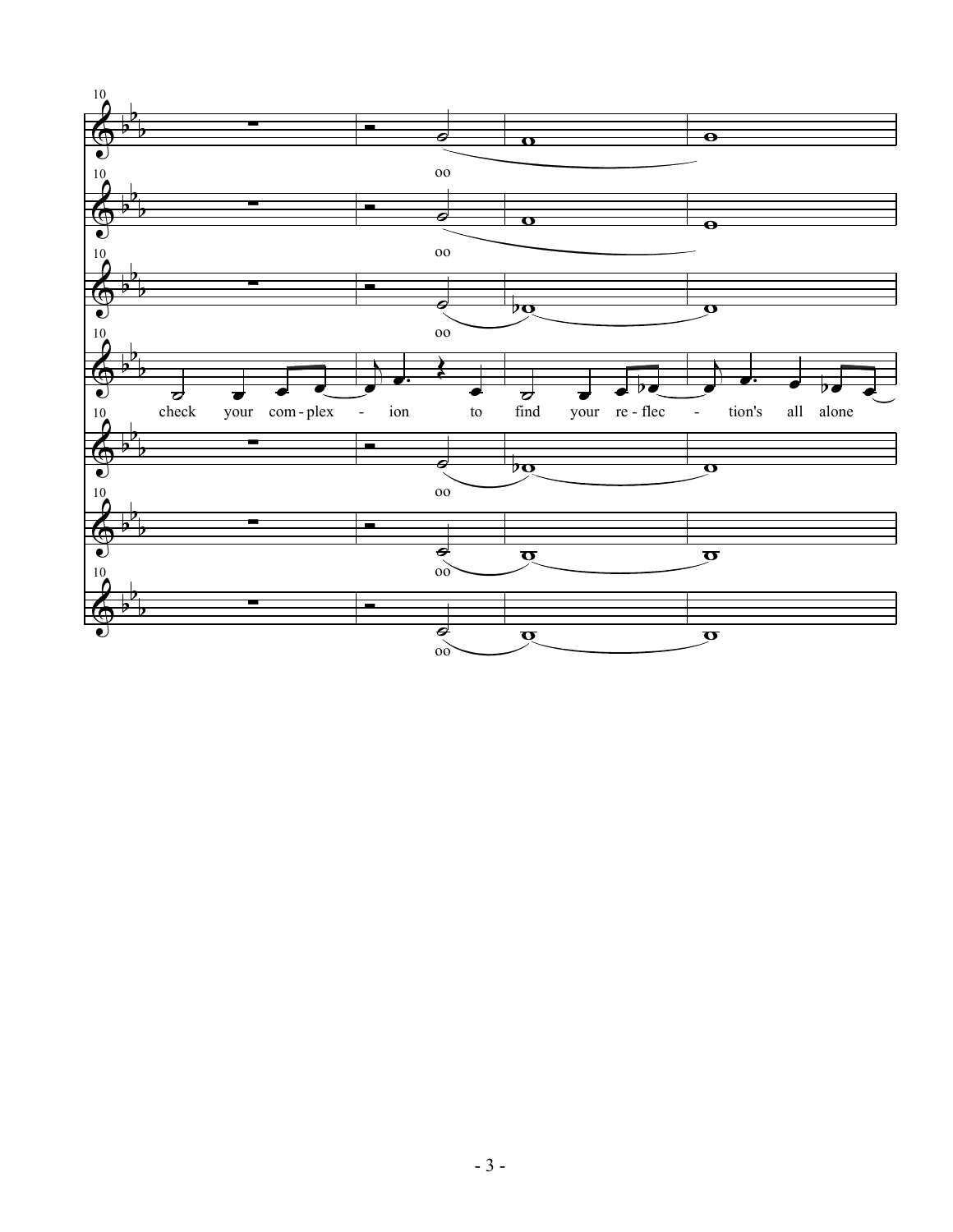10

oo

oo

oo

check your com - plex - ion to find your re - flec - tion's all alone

oo

oo

oo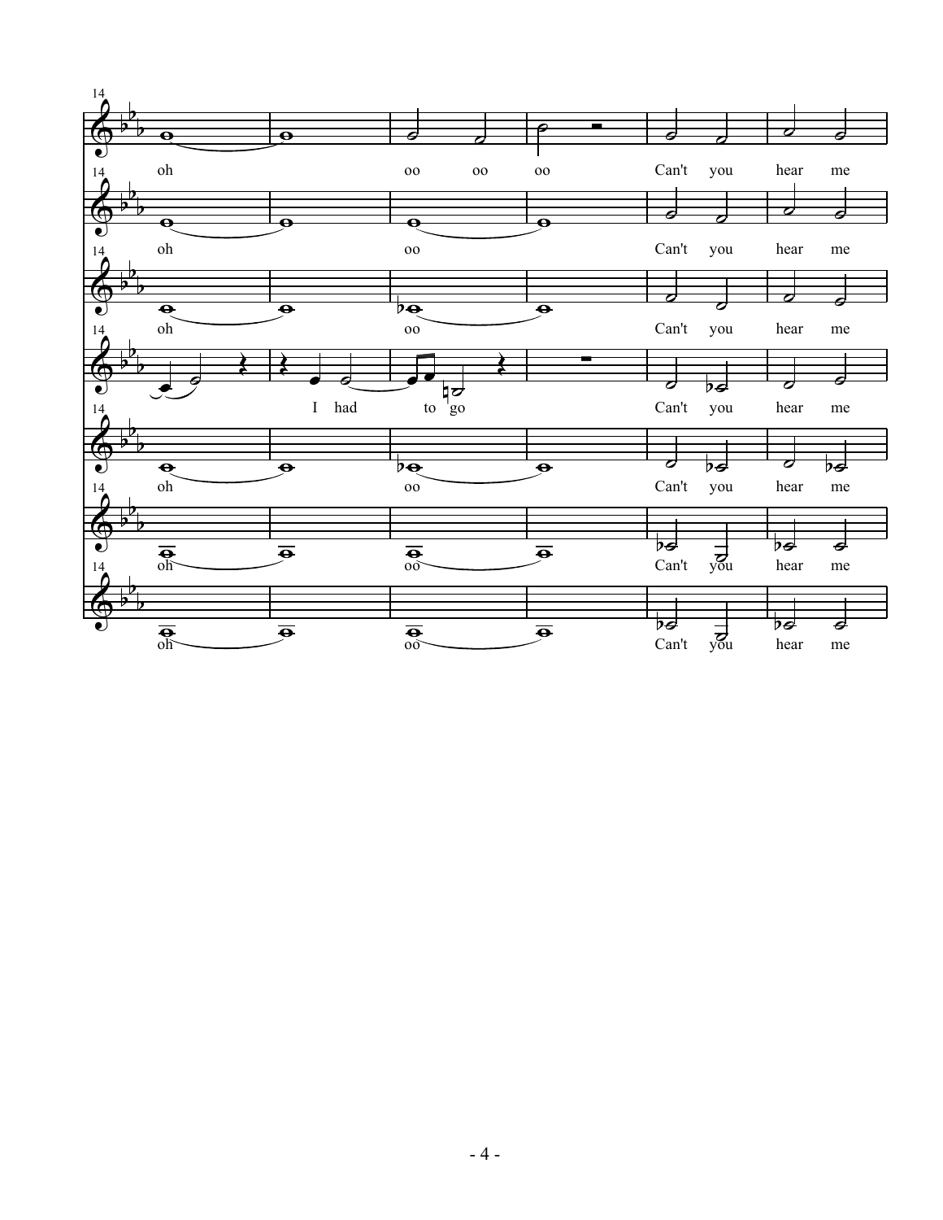14

oh oo oo oo Can't you hear me

oh oo Can't you hear me

oh oo Can't you hear me

I had to go Can't you hear me

oh oo Can't you hear me

oh oo Can't you hear me

oh oo Can't you hear me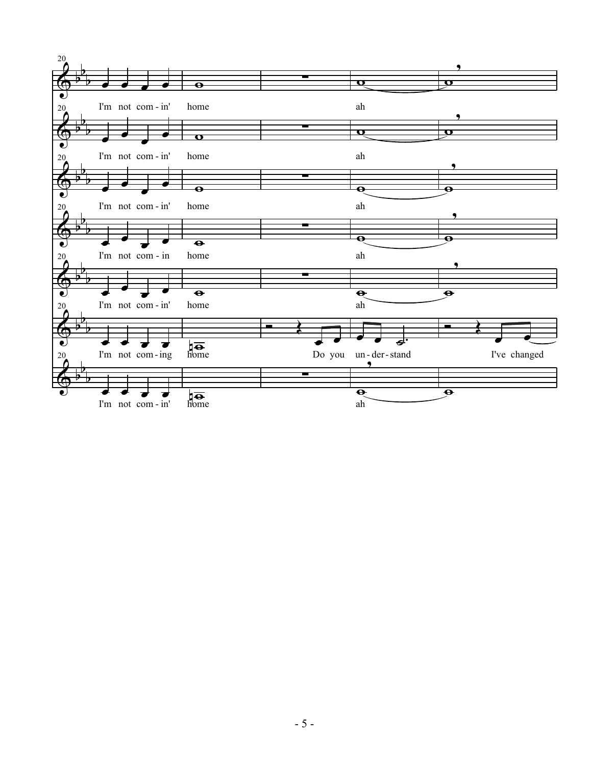20

I'm not com - in' home ah

I'm not com - in' home ah

I'm not com - in' home ah

I'm not com - in home ah

I'm not com - in' home ah

I'm not com - ing home Do you un - der - stand I've changed

I'm not com - in' home ah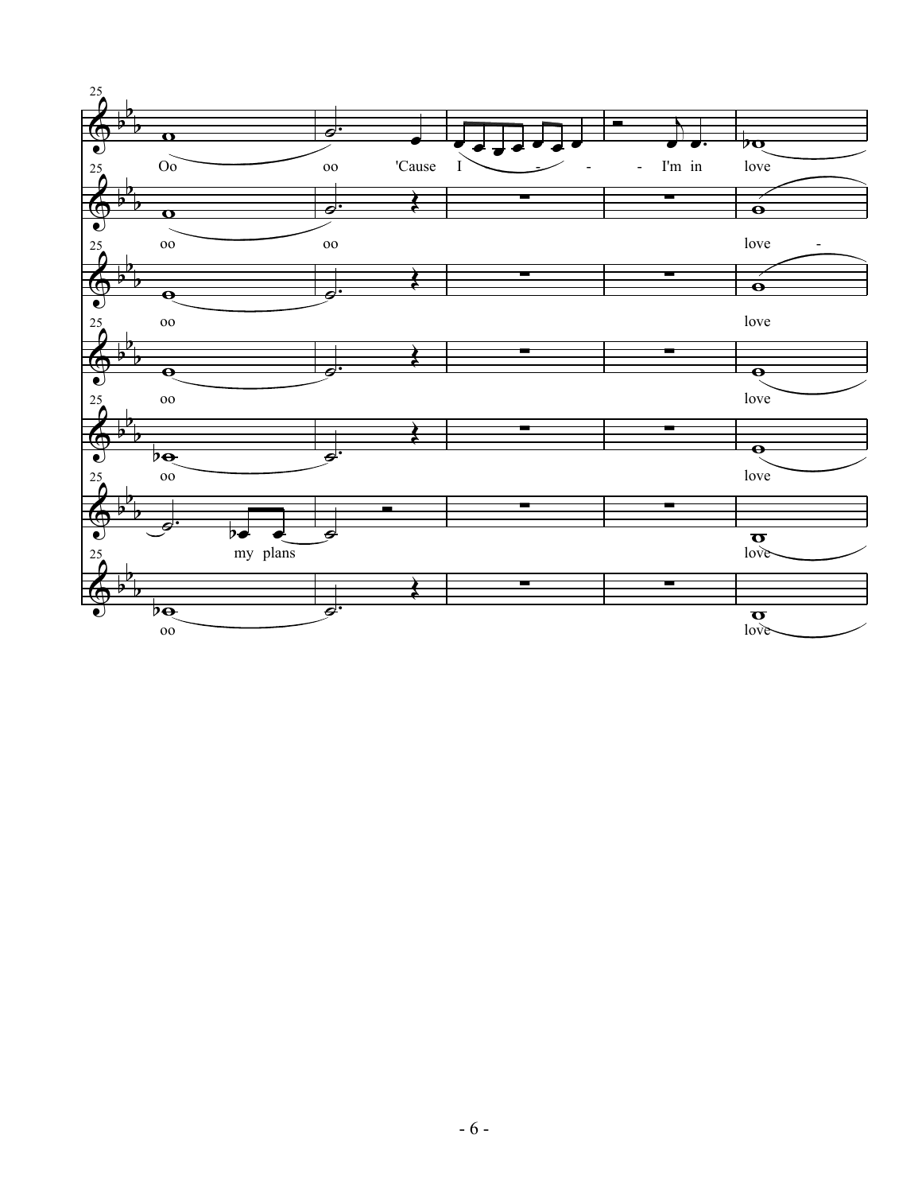25

Oo oo 'Cause I - - - I'm in love

oo oo love -

oo love

oo love

oo love

my plans love

oo love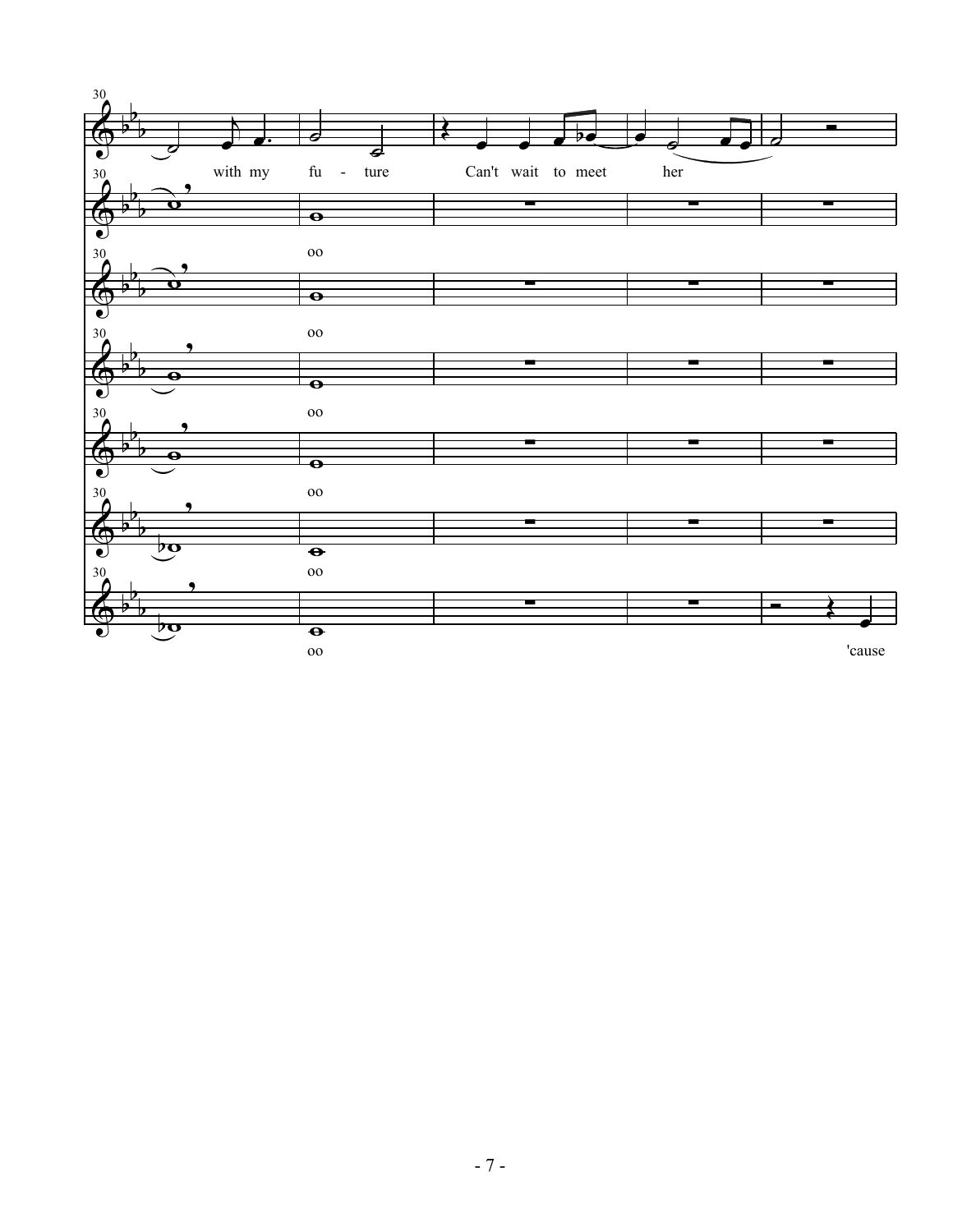30

with my fu - ture Can't wait to meet her

oo

oo

oo

oo

oo

oo 'cause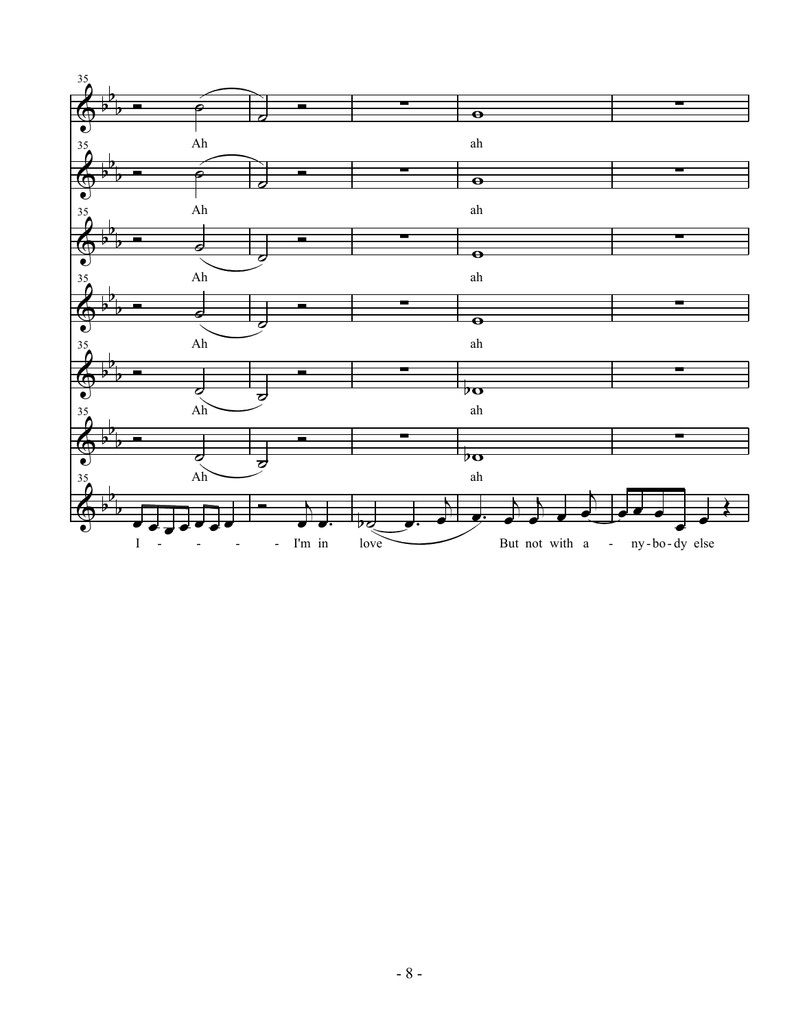35

Ah ah

Ah ah

Ah ah

Ah ah

Ah ah

Ah ah

I - - - - - I'm in love But not with a - ny-bo-dy else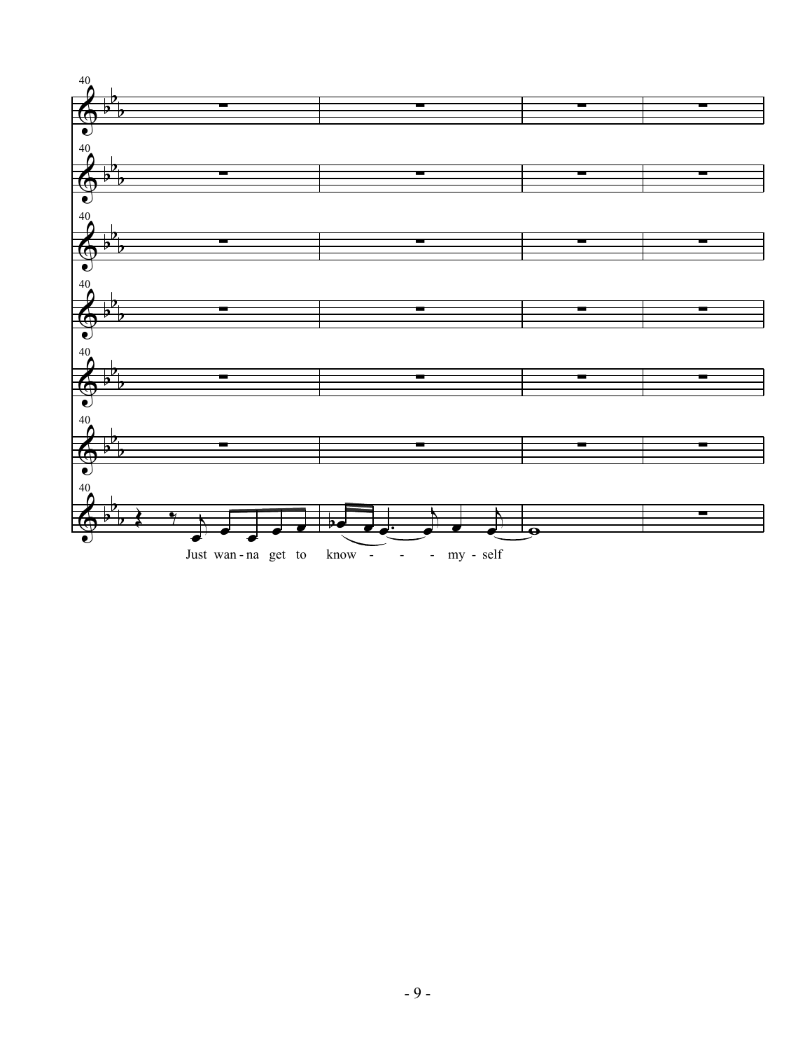Just wan - na get to know - - - my - self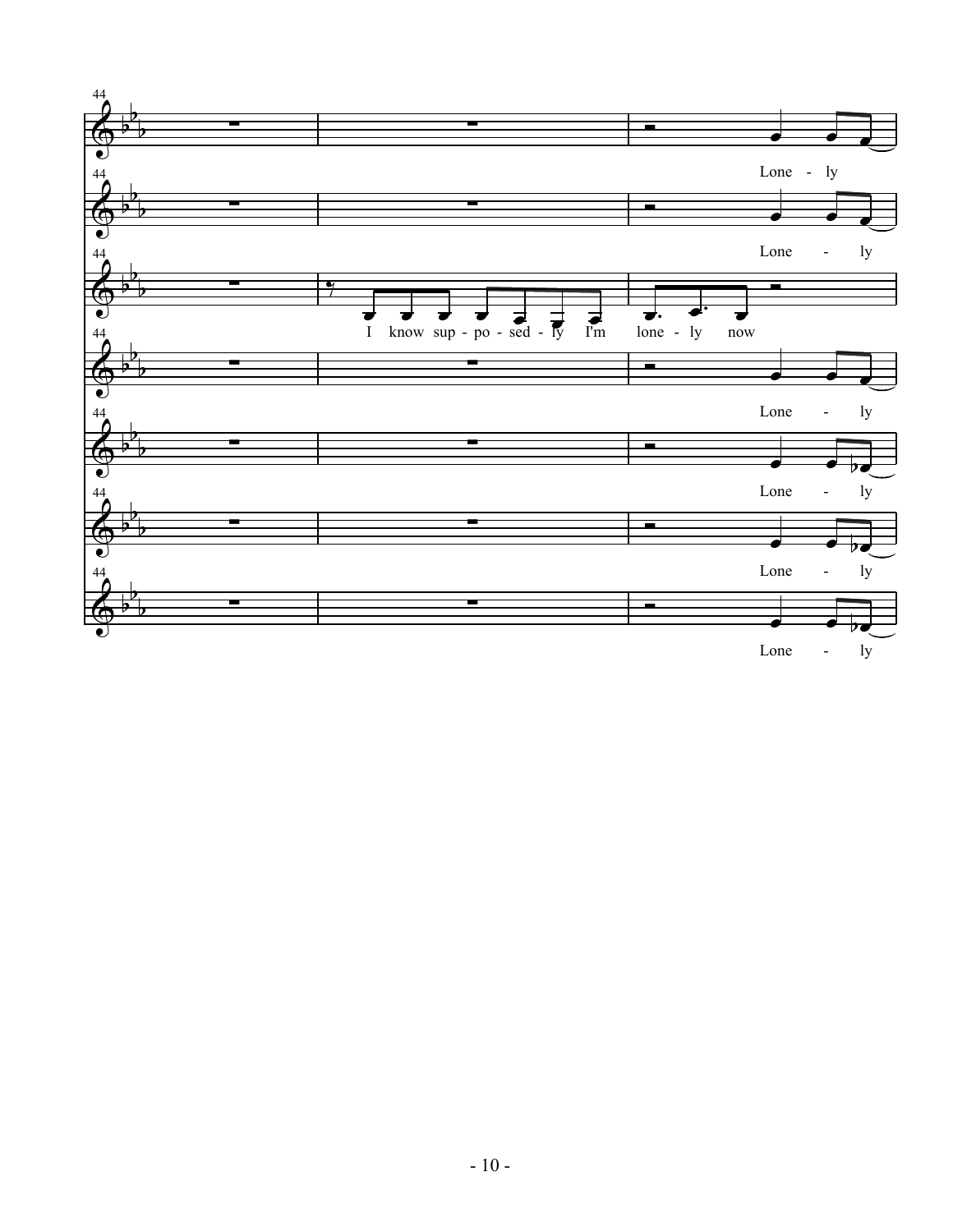44

Lone - ly

Lone - ly

I know sup - po - sed - ly I'm lone - ly now

Lone - ly

Lone - ly

Lone - ly

Lone - ly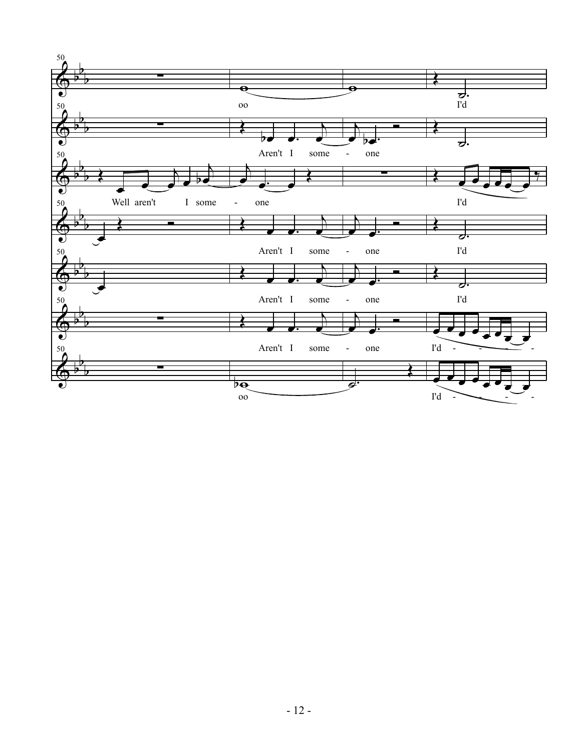oo I'd

Aren't I some - one

Well aren't I some - one I'd

Aren't I some - one I'd

Aren't I some - one I'd

Aren't I some - one I'd - - - -

oo I'd - - - -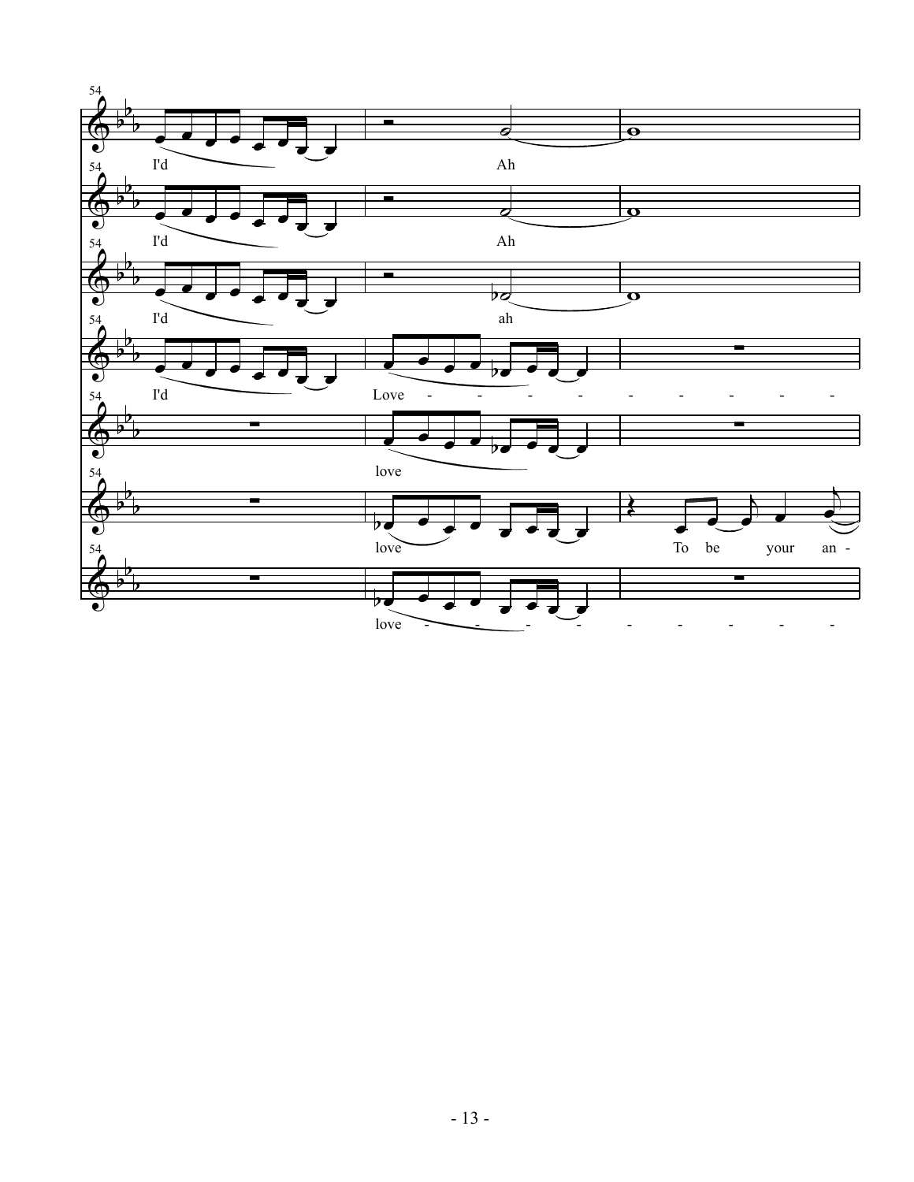54 I'd Ah

54 I'd Ah

54 I'd ah

54 I'd Love - - - - - - - - - - -

54 love

54 love To be your an -

54 love - - - - - - - - -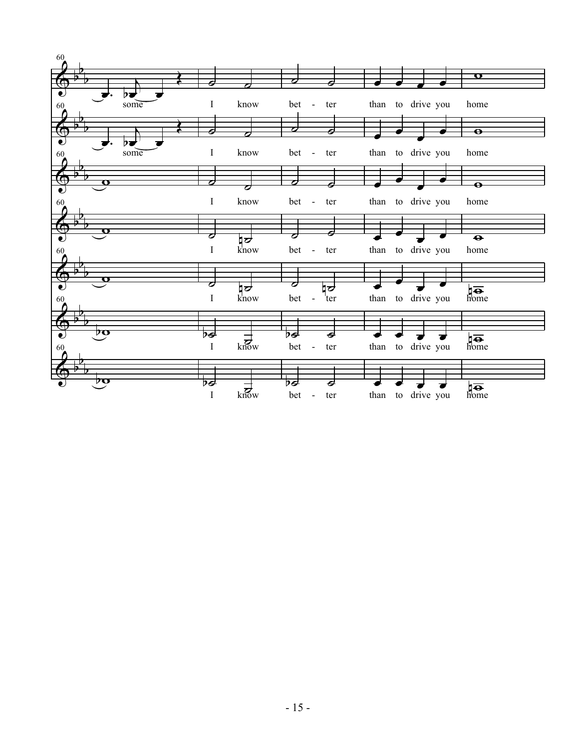60

some I know bet - ter than to drive you home

some I know bet - ter than to drive you home

I know bet - ter than to drive you home

I know bet - ter than to drive you home

I know bet - ter than to drive you home

I know bet - ter than to drive you home

I know bet - ter than to drive you home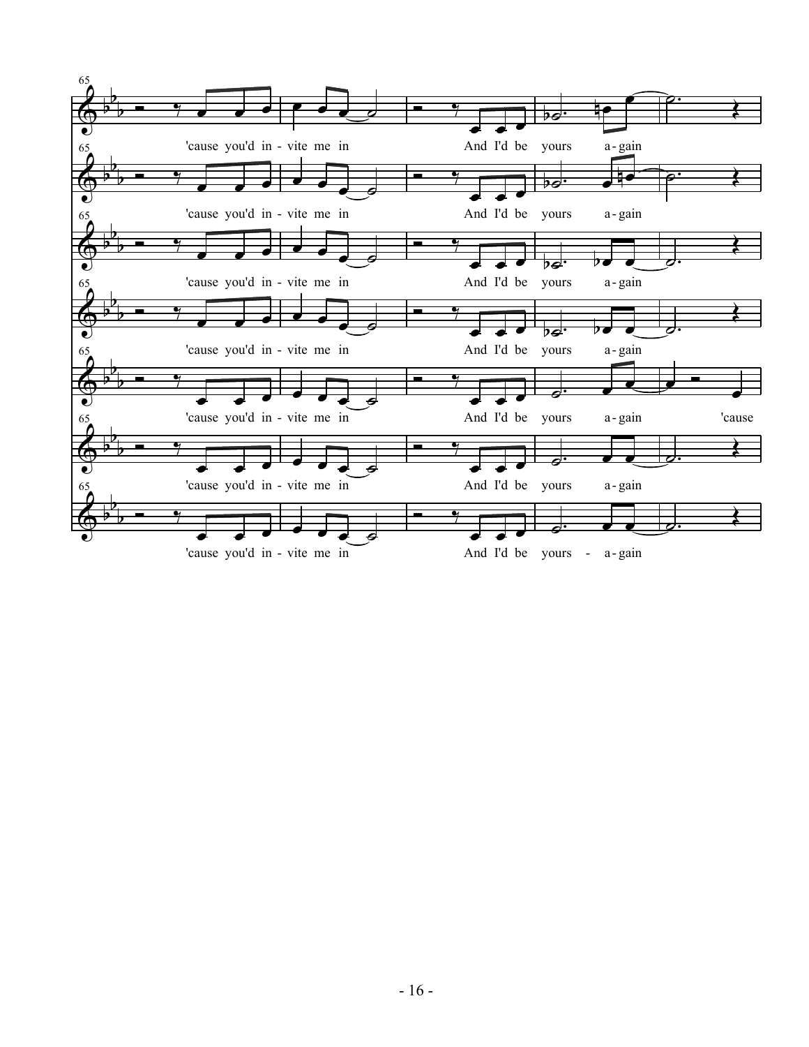65

'cause you'd in - vite me in And I'd be yours a - gain

'cause you'd in - vite me in And I'd be yours a - gain

'cause you'd in - vite me in And I'd be yours a - gain

'cause you'd in - vite me in And I'd be yours a - gain

'cause you'd in - vite me in And I'd be yours a - gain 'cause

'cause you'd in - vite me in And I'd be yours a - gain

'cause you'd in - vite me in And I'd be yours - a - gain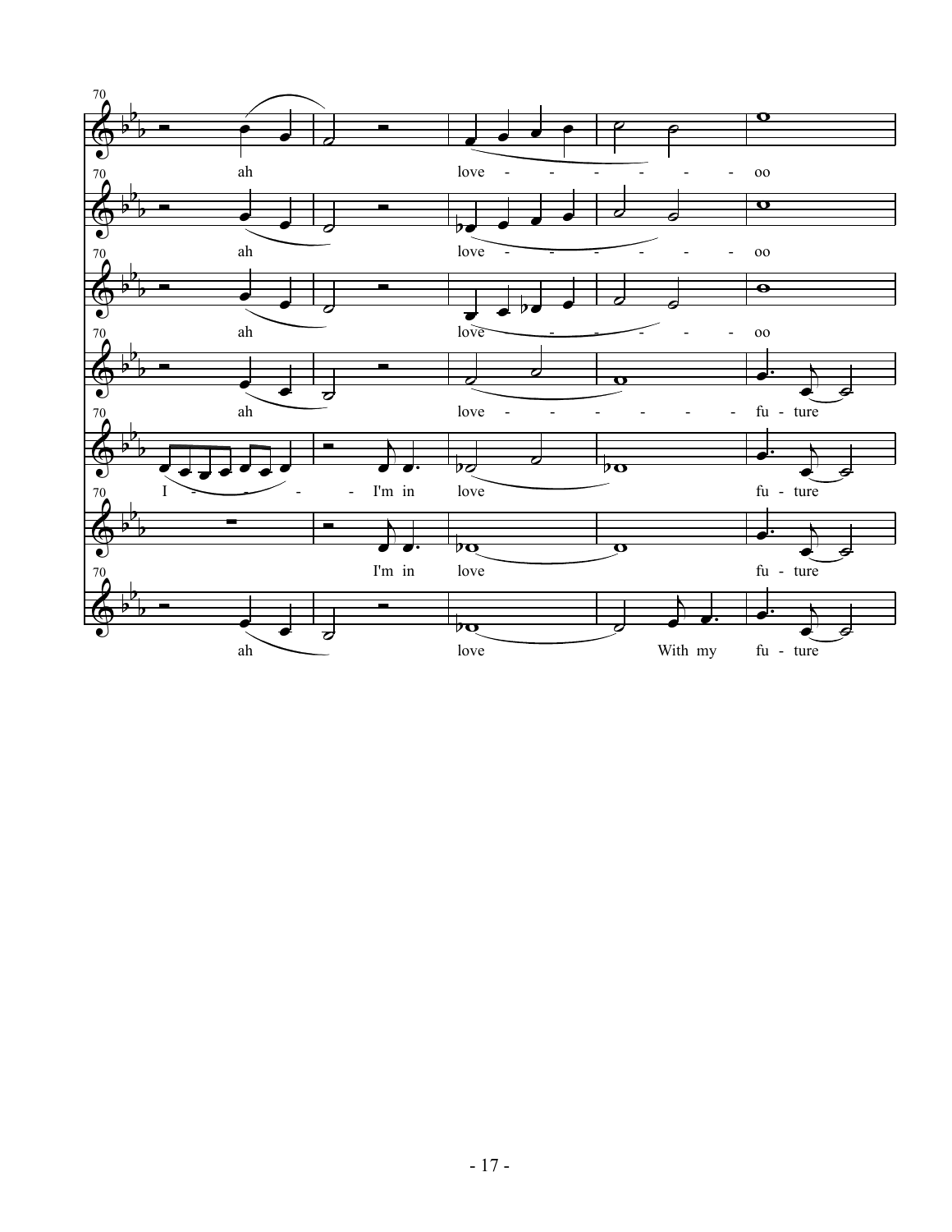70

ah love - - - - - - - oo

ah love - - - - - - - oo

ah love - - - - - - - oo

ah love - - - - - - - fu - ture

I - - - - - I'm in love fu - ture

I'm in love fu - ture

ah love With my fu - ture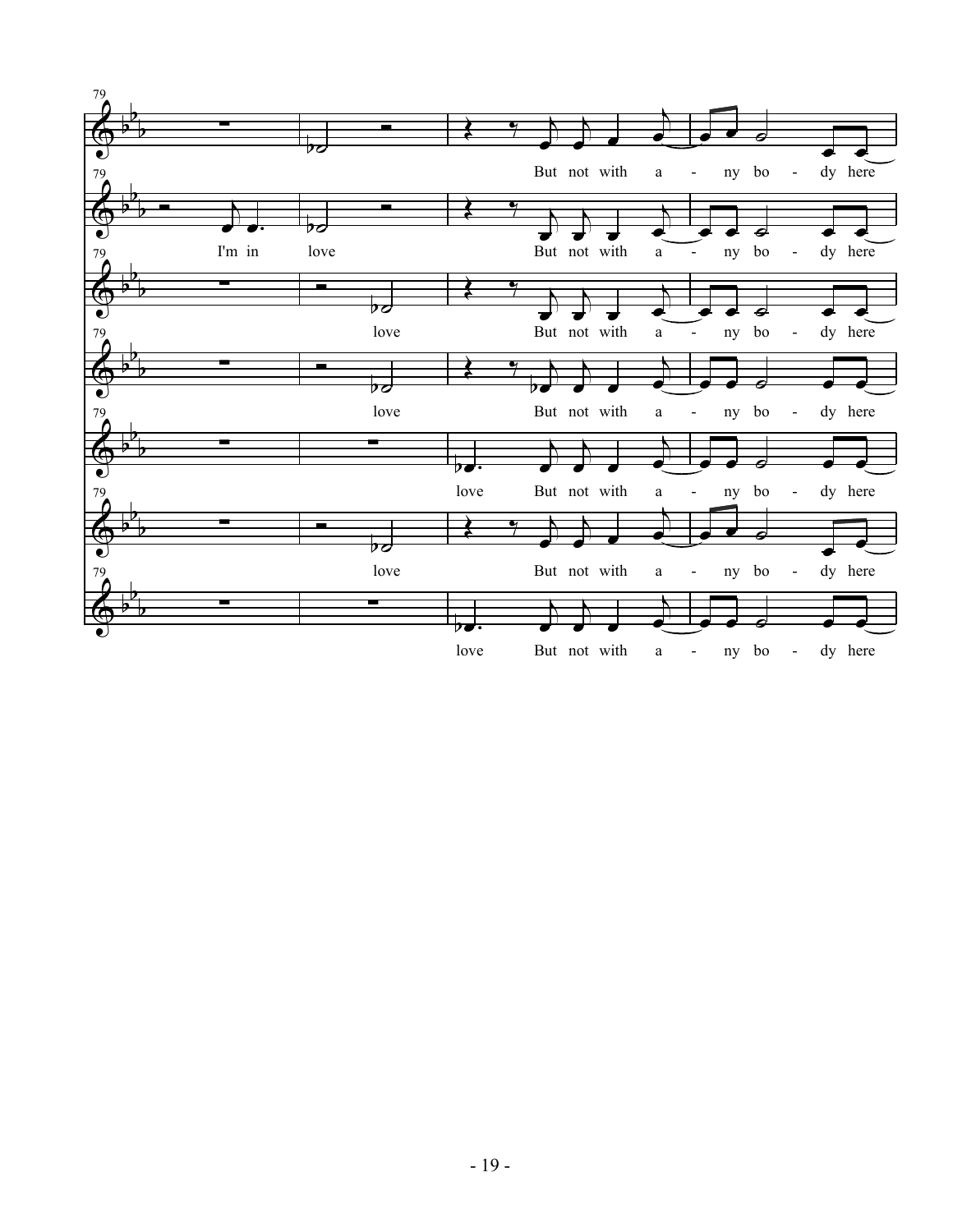79

But not with a - ny bo - dy here

I'm in love But not with a - ny bo - dy here

love But not with a - ny bo - dy here

love But not with a - ny bo - dy here

love But not with a - ny bo - dy here

love But not with a - ny bo - dy here

love But not with a - ny bo - dy here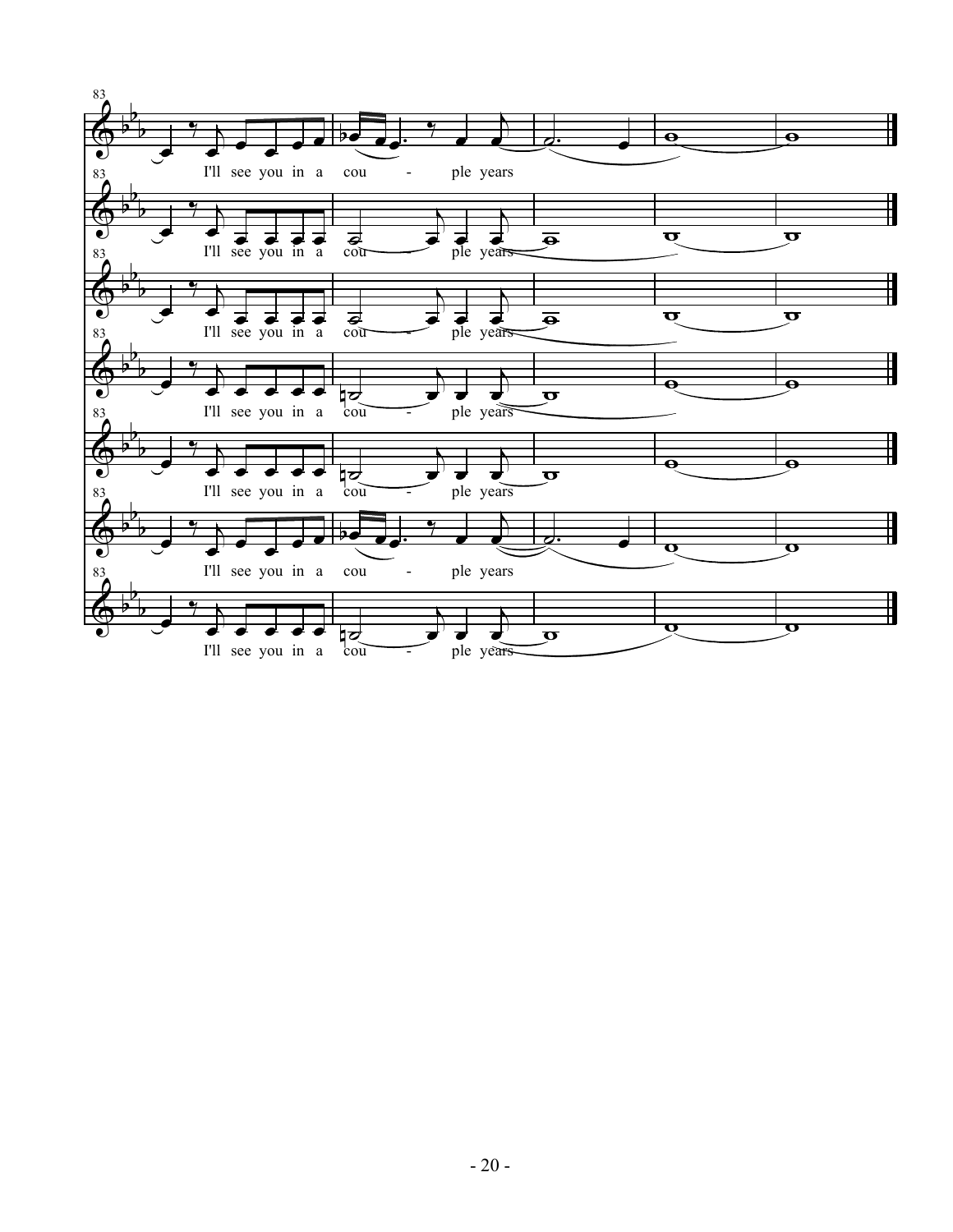83

I'll see you in a cou - ple years

83

I'll see you in a cou - ple years

83

I'll see you in a cou - ple years

83

I'll see you in a cou - ple years

83

I'll see you in a cou - ple years

83

I'll see you in a cou - ple years

83

I'll see you in a cou - ple years